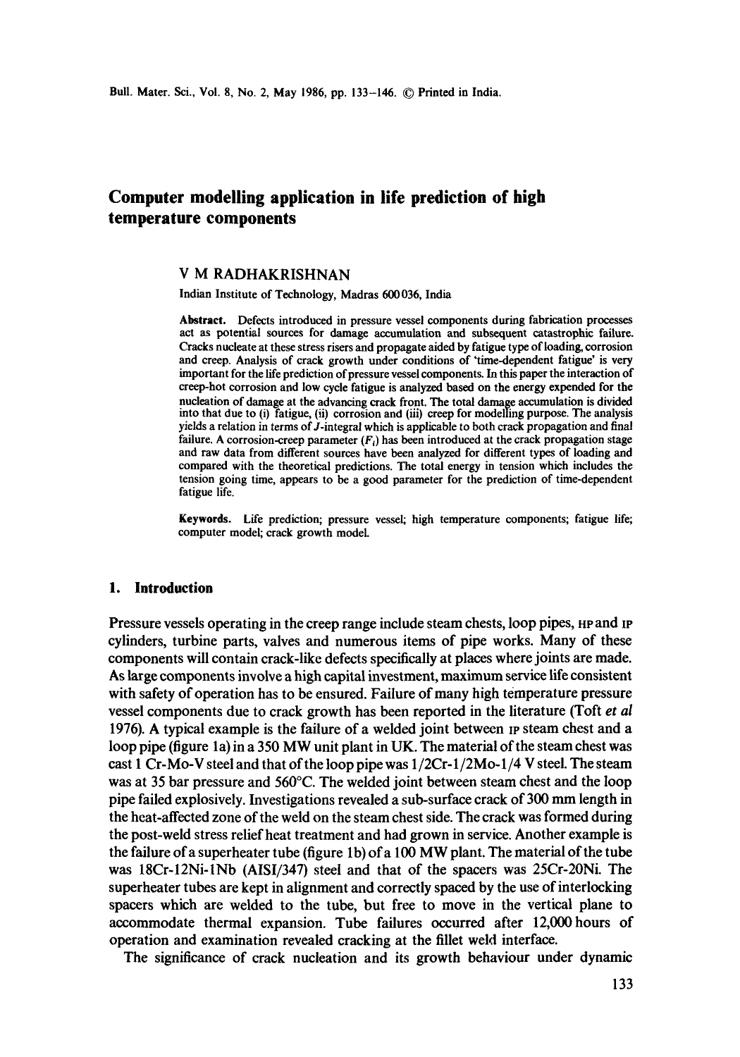# Computer modelling application in life prediction of high temperature components

V M RADHAKRISHNAN

Indian Institute of Technology, Madras 600 036, India

**Abstract.** Defects introduced in pressure vessel components during fabrication processes act as potential sources for damage accumulation and subsequent catastrophic failure. Cracks nucleate at these stress risers and propagate aided by fatigue type of loading, corrosion and creep. Analysis of crack growth under conditions of 'time-dependent fatigue' is very important for the life prediction of pressure vessel components. In this paper the interaction of creep-hot corrosion and low cycle fatigue is analyzed based on the energy expended for the nucleation of damage at the advancing crack front. The total damage accumulation is divided into that due to (i) fatigue, (ii) corrosion and (iii) creep for modelling purpose. The analysis yields a relation in terms of $J$-integral which is applicable to both crack propagation and final failure. A corrosion-creep parameter ($F_t$) has been introduced at the crack propagation stage and raw data from different sources have been analyzed for different types of loading and compared with the theoretical predictions. The total energy in tension which includes the tension going time, appears to be a good parameter for the prediction of time-dependent fatigue life.

**Keywords.** Life prediction; pressure vessel; high temperature components; fatigue life; computer model; crack growth model.

## 1. Introduction

Pressure vessels operating in the creep range include steam chests, loop pipes, HP and IP cylinders, turbine parts, valves and numerous items of pipe works. Many of these components will contain crack-like defects specifically at places where joints are made. As large components involve a high capital investment, maximum service life consistent with safety of operation has to be ensured. Failure of many high temperature pressure vessel components due to crack growth has been reported in the literature (Toft *et al* 1976). A typical example is the failure of a welded joint between IP steam chest and a loop pipe (figure 1a) in a 350 MW unit plant in UK. The material of the steam chest was cast 1 Cr-Mo-V steel and that of the loop pipe was 1/2Cr-1/2Mo-1/4 V steel. The steam was at 35 bar pressure and 560°C. The welded joint between steam chest and the loop pipe failed explosively. Investigations revealed a sub-surface crack of 300 mm length in the heat-affected zone of the weld on the steam chest side. The crack was formed during the post-weld stress relief heat treatment and had grown in service. Another example is the failure of a superheater tube (figure 1b) of a 100 MW plant. The material of the tube was 18Cr-12Ni-1Nb (AISI/347) steel and that of the spacers was 25Cr-20Ni. The superheater tubes are kept in alignment and correctly spaced by the use of interlocking spacers which are welded to the tube, but free to move in the vertical plane to accommodate thermal expansion. Tube failures occurred after 12,000 hours of operation and examination revealed cracking at the fillet weld interface.

The significance of crack nucleation and its growth behaviour under dynamic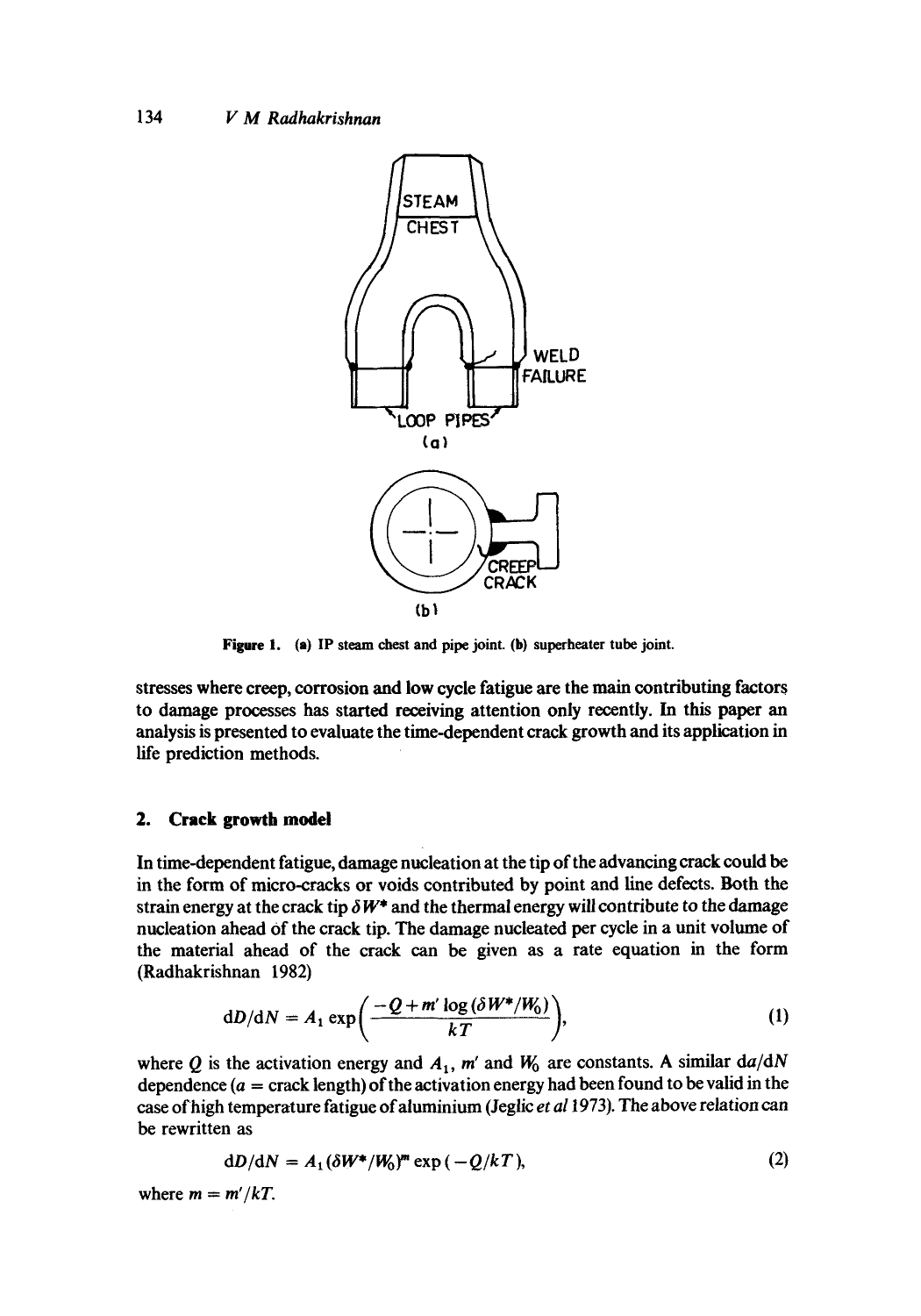Figure 1. (a) IP steam chest and pipe joint. (b) superheater tube joint.

stresses where creep, corrosion and low cycle fatigue are the main contributing factors to damage processes has started receiving attention only recently. In this paper an analysis is presented to evaluate the time-dependent crack growth and its application in life prediction methods.

## 2. Crack growth model

In time-dependent fatigue, damage nucleation at the tip of the advancing crack could be in the form of micro-cracks or voids contributed by point and line defects. Both the strain energy at the crack tip $\delta W^*$ and the thermal energy will contribute to the damage nucleation ahead of the crack tip. The damage nucleated per cycle in a unit volume of the material ahead of the crack can be given as a rate equation in the form (Radhakrishnan 1982)

$$\mathrm{d}D/\mathrm{d}N = A_1 \exp\left(\frac{-Q + m' \log(\delta W^*/W_0)}{kT}\right), \tag{1}$$

where $Q$ is the activation energy and $A_1$, $m'$ and $W_0$ are constants. A similar $\mathrm{d}a/\mathrm{d}N$ dependence ($a$ = crack length) of the activation energy had been found to be valid in the case of high temperature fatigue of aluminium (Jeglic *et al* 1973). The above relation can be rewritten as

$$\mathrm{d}D/\mathrm{d}N = A_1 (\delta W^*/W_0)^m \exp(-Q/kT), \tag{2}$$

where $m = m'/kT$.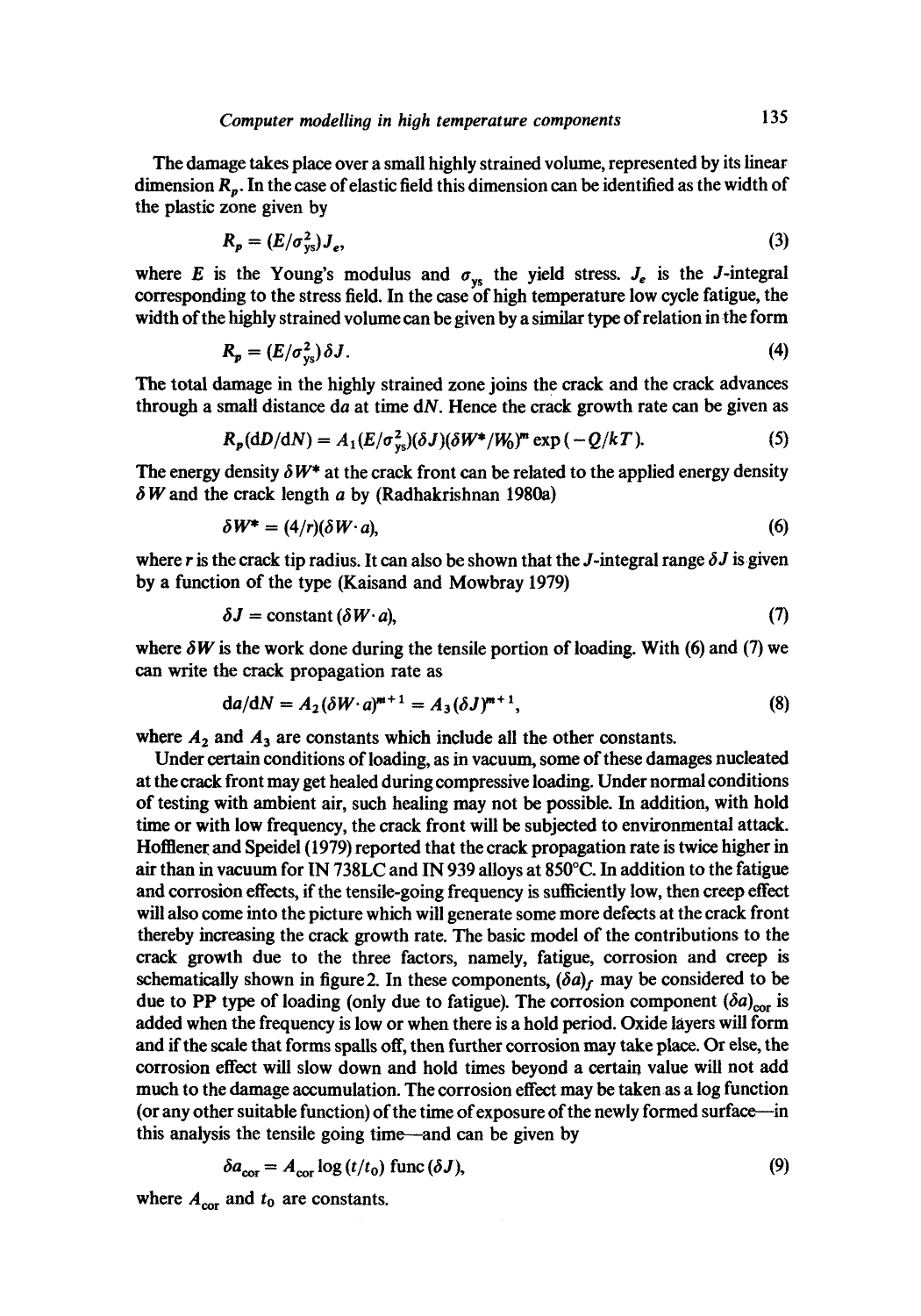The damage takes place over a small highly strained volume, represented by its linear dimension $R_p$. In the case of elastic field this dimension can be identified as the width of the plastic zone given by

$$R_p = (E/\sigma_{ys}^2)J_e, \tag{3}$$

where $E$ is the Young's modulus and $\sigma_{ys}$ the yield stress. $J_e$ is the $J$-integral corresponding to the stress field. In the case of high temperature low cycle fatigue, the width of the highly strained volume can be given by a similar type of relation in the form

$$R_p = (E/\sigma_{ys}^2)\delta J. \tag{4}$$

The total damage in the highly strained zone joins the crack and the crack advances through a small distance d$a$ at time d$N$. Hence the crack growth rate can be given as

$$R_p(\mathrm{d}D/\mathrm{d}N) = A_1(E/\sigma_{ys}^2)(\delta J)(\delta W^*/W_0)^m \exp(-Q/kT). \tag{5}$$

The energy density $\delta W^*$ at the crack front can be related to the applied energy density $\delta W$ and the crack length $a$ by (Radhakrishnan 1980a)

$$\delta W^* = (4/r)(\delta W \cdot a), \tag{6}$$

where $r$ is the crack tip radius. It can also be shown that the $J$-integral range $\delta J$ is given by a function of the type (Kaisand and Mowbray 1979)

$$\delta J = \text{constant}\,(\delta W \cdot a), \tag{7}$$

where $\delta W$ is the work done during the tensile portion of loading. With (6) and (7) we can write the crack propagation rate as

$$\mathrm{d}a/\mathrm{d}N = A_2(\delta W \cdot a)^{m+1} = A_3(\delta J)^{m+1}, \tag{8}$$

where $A_2$ and $A_3$ are constants which include all the other constants.

Under certain conditions of loading, as in vacuum, some of these damages nucleated at the crack front may get healed during compressive loading. Under normal conditions of testing with ambient air, such healing may not be possible. In addition, with hold time or with low frequency, the crack front will be subjected to environmental attack. Hofflener and Speidel (1979) reported that the crack propagation rate is twice higher in air than in vacuum for IN 738LC and IN 939 alloys at 850°C. In addition to the fatigue and corrosion effects, if the tensile-going frequency is sufficiently low, then creep effect will also come into the picture which will generate some more defects at the crack front thereby increasing the crack growth rate. The basic model of the contributions to the crack growth due to the three factors, namely, fatigue, corrosion and creep is schematically shown in figure 2. In these components, $(\delta a)_f$ may be considered to be due to PP type of loading (only due to fatigue). The corrosion component $(\delta a)_{cor}$ is added when the frequency is low or when there is a hold period. Oxide layers will form and if the scale that forms spalls off, then further corrosion may take place. Or else, the corrosion effect will slow down and hold times beyond a certain value will not add much to the damage accumulation. The corrosion effect may be taken as a log function (or any other suitable function) of the time of exposure of the newly formed surface—in this analysis the tensile going time—and can be given by

$$\delta a_{cor} = A_{cor} \log(t/t_0)\,\mathrm{func}(\delta J), \tag{9}$$

where $A_{cor}$ and $t_0$ are constants.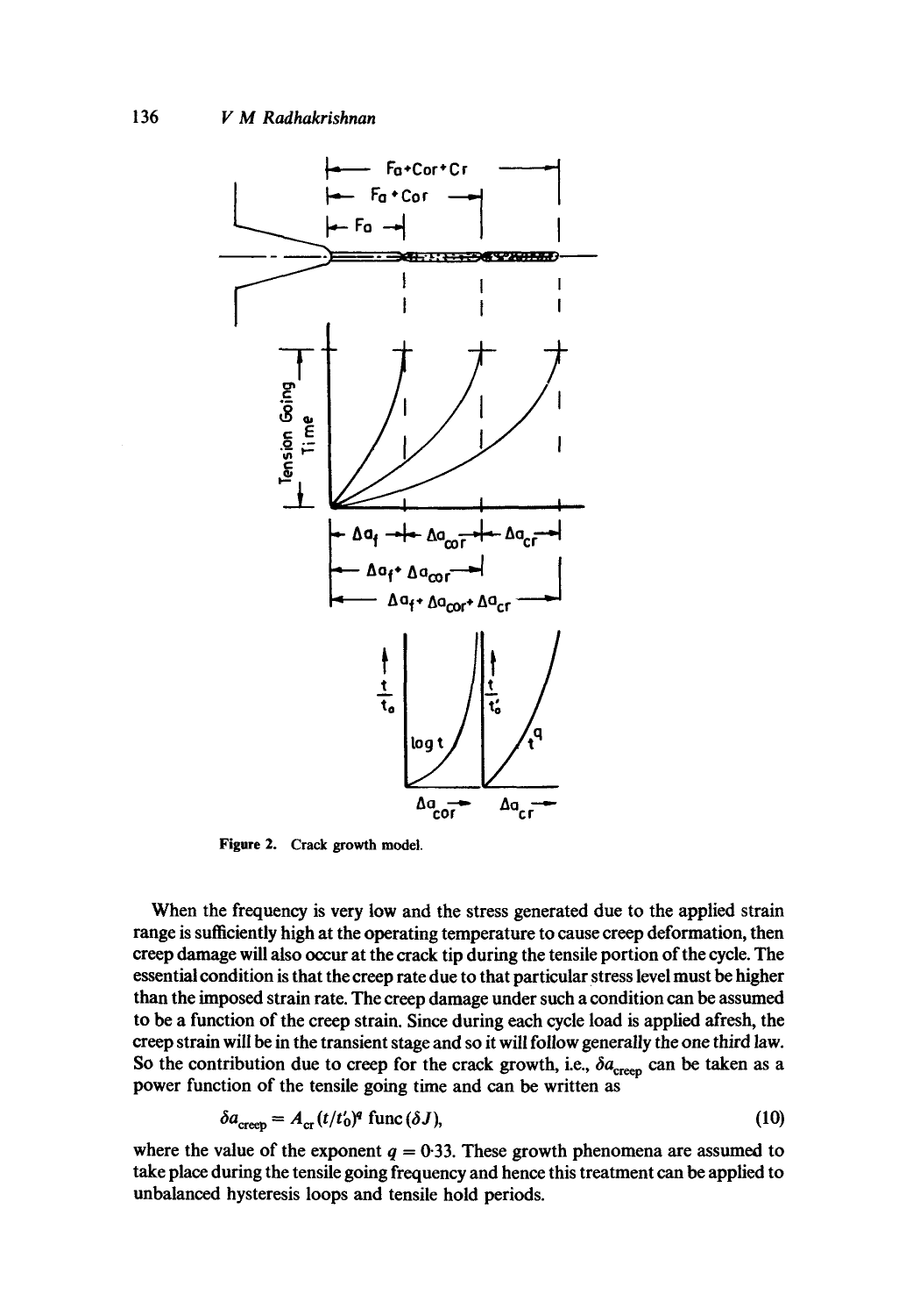Figure 2. Crack growth model.

When the frequency is very low and the stress generated due to the applied strain range is sufficiently high at the operating temperature to cause creep deformation, then creep damage will also occur at the crack tip during the tensile portion of the cycle. The essential condition is that the creep rate due to that particular stress level must be higher than the imposed strain rate. The creep damage under such a condition can be assumed to be a function of the creep strain. Since during each cycle load is applied afresh, the creep strain will be in the transient stage and so it will follow generally the one third law. So the contribution due to creep for the crack growth, i.e., $\delta a_{\text{creep}}$ can be taken as a power function of the tensile going time and can be written as

$$\delta a_{\text{creep}} = A_{\text{cr}} (t/t'_0)^q \operatorname{func}(\delta J), \tag{10}$$

where the value of the exponent $q = 0{\cdot}33$. These growth phenomena are assumed to take place during the tensile going frequency and hence this treatment can be applied to unbalanced hysteresis loops and tensile hold periods.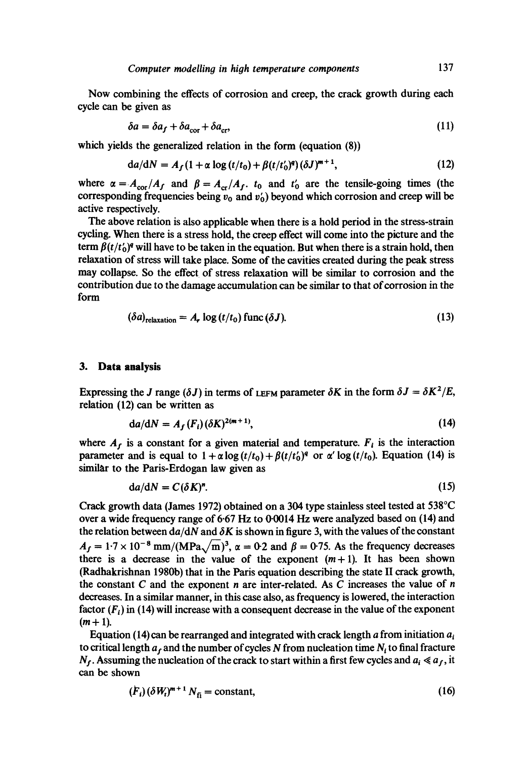Now combining the effects of corrosion and creep, the crack growth during each cycle can be given as

$$\delta a = \delta a_f + \delta a_{cor} + \delta a_{cr}, \tag{11}$$

which yields the generalized relation in the form (equation (8))

$$da/dN = A_f(1 + \alpha \log(t/t_0) + \beta(t/t'_0)^q)(\delta J)^{m+1}, \tag{12}$$

where $\alpha = A_{cor}/A_f$ and $\beta = A_{cr}/A_f$. $t_0$ and $t'_0$ are the tensile-going times (the corresponding frequencies being $v_0$ and $v'_0$) beyond which corrosion and creep will be active respectively.

The above relation is also applicable when there is a hold period in the stress-strain cycling. When there is a stress hold, the creep effect will come into the picture and the term $\beta(t/t'_0)^q$ will have to be taken in the equation. But when there is a strain hold, then relaxation of stress will take place. Some of the cavities created during the peak stress may collapse. So the effect of stress relaxation will be similar to corrosion and the contribution due to the damage accumulation can be similar to that of corrosion in the form

$$(\delta a)_{relaxation} = A_r \log(t/t_0)\, \text{func}(\delta J). \tag{13}$$

## 3. Data analysis

Expressing the $J$ range ($\delta J$) in terms of LEFM parameter $\delta K$ in the form $\delta J = \delta K^2/E$, relation (12) can be written as

$$da/dN = A_f(F_i)(\delta K)^{2(m+1)}, \tag{14}$$

where $A_f$ is a constant for a given material and temperature. $F_i$ is the interaction parameter and is equal to $1 + \alpha \log(t/t_0) + \beta(t/t'_0)^q$ or $\alpha' \log(t/t_0)$. Equation (14) is similar to the Paris-Erdogan law given as

$$da/dN = C(\delta K)^n. \tag{15}$$

Crack growth data (James 1972) obtained on a 304 type stainless steel tested at 538°C over a wide frequency range of 6·67 Hz to 0·0014 Hz were analyzed based on (14) and the relation between $da/dN$ and $\delta K$ is shown in figure 3, with the values of the constant $A_f = 1{\cdot}7 \times 10^{-8}$ mm/(MPa$\sqrt{\text{m}}$)$^3$, $\alpha = 0{\cdot}2$ and $\beta = 0{\cdot}75$. As the frequency decreases there is a decrease in the value of the exponent $(m+1)$. It has been shown (Radhakrishnan 1980b) that in the Paris equation describing the state II crack growth, the constant $C$ and the exponent $n$ are inter-related. As $C$ increases the value of $n$ decreases. In a similar manner, in this case also, as frequency is lowered, the interaction factor ($F_i$) in (14) will increase with a consequent decrease in the value of the exponent $(m+1)$.

Equation (14) can be rearranged and integrated with crack length $a$ from initiation $a_i$ to critical length $a_f$ and the number of cycles $N$ from nucleation time $N_i$ to final fracture $N_f$. Assuming the nucleation of the crack to start within a first few cycles and $a_i \ll a_f$, it can be shown

$$(F_i)(\delta W_t)^{m+1} N_{fi} = \text{constant}, \tag{16}$$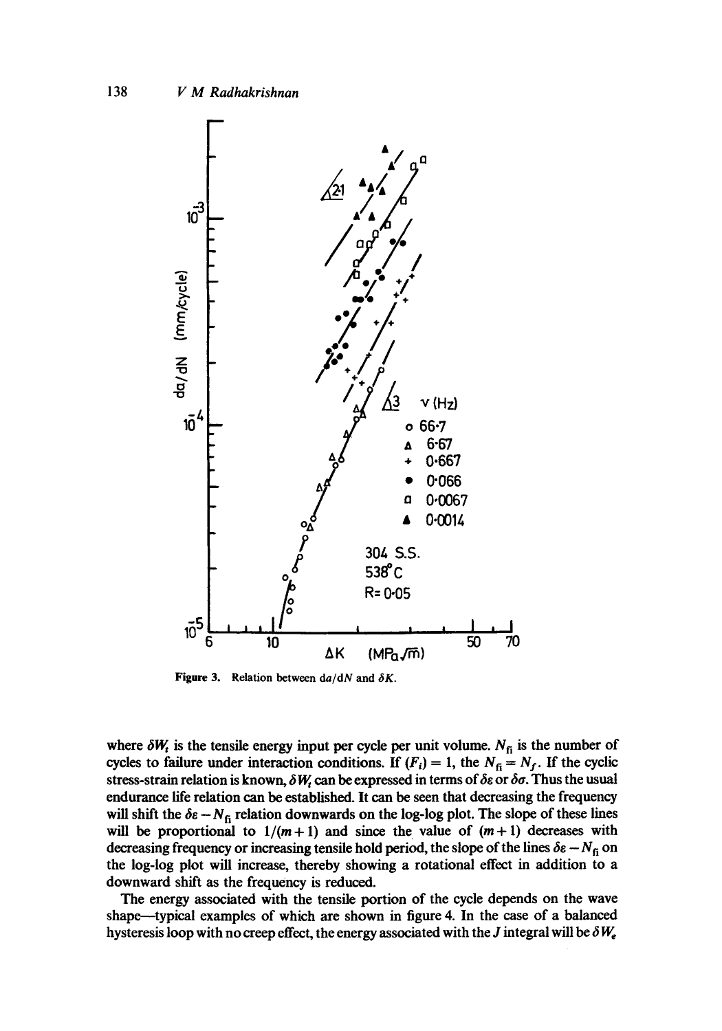Figure 3. Relation between $da/dN$ and $\delta K$.

where $\delta W_t$ is the tensile energy input per cycle per unit volume. $N_{fi}$ is the number of cycles to failure under interaction conditions. If $(F_i) = 1$, the $N_{fi} = N_f$. If the cyclic stress-strain relation is known, $\delta W_t$ can be expressed in terms of $\delta\varepsilon$ or $\delta\sigma$. Thus the usual endurance life relation can be established. It can be seen that decreasing the frequency will shift the $\delta\varepsilon - N_{fi}$ relation downwards on the log-log plot. The slope of these lines will be proportional to $1/(m+1)$ and since the value of $(m+1)$ decreases with decreasing frequency or increasing tensile hold period, the slope of the lines $\delta\varepsilon - N_{fi}$ on the log-log plot will increase, thereby showing a rotational effect in addition to a downward shift as the frequency is reduced.

The energy associated with the tensile portion of the cycle depends on the wave shape—typical examples of which are shown in figure 4. In the case of a balanced hysteresis loop with no creep effect, the energy associated with the $J$ integral will be $\delta W_e$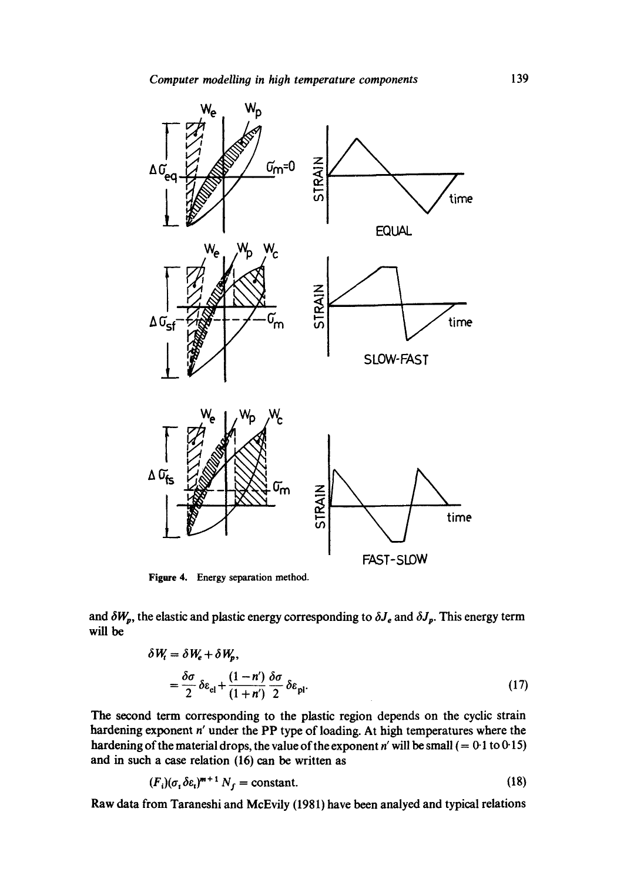Figure 4. Energy separation method.

and $\delta W_p$, the elastic and plastic energy corresponding to $\delta J_e$ and $\delta J_p$. This energy term will be

$$\delta W_t = \delta W_e + \delta W_p,$$

$$= \frac{\delta \sigma}{2} \delta \varepsilon_{\mathrm{el}} + \frac{(1-n')}{(1+n')} \frac{\delta \sigma}{2} \delta \varepsilon_{\mathrm{pl}}. \tag{17}$$

The second term corresponding to the plastic region depends on the cyclic strain hardening exponent $n'$ under the PP type of loading. At high temperatures where the hardening of the material drops, the value of the exponent $n'$ will be small ($= 0.1$ to $0.15$) and in such a case relation (16) can be written as

$$(F_i)(\sigma_t \delta \varepsilon_t)^{m+1} N_f = \text{constant}. \tag{18}$$

Raw data from Taraneshi and McEvily (1981) have been analyed and typical relations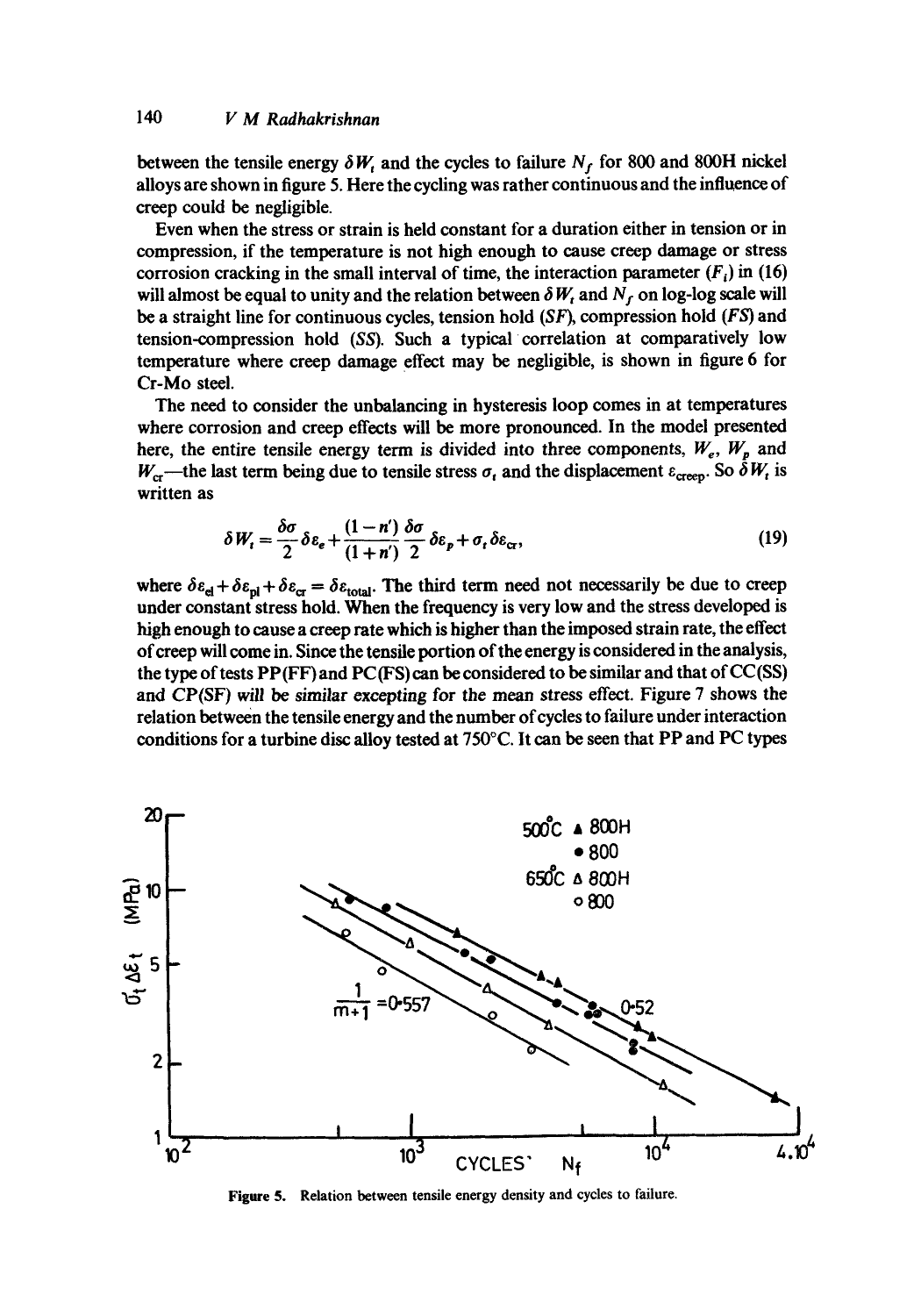between the tensile energy $\delta W_t$ and the cycles to failure $N_f$ for 800 and 800H nickel alloys are shown in figure 5. Here the cycling was rather continuous and the influence of creep could be negligible.

Even when the stress or strain is held constant for a duration either in tension or in compression, if the temperature is not high enough to cause creep damage or stress corrosion cracking in the small interval of time, the interaction parameter ($F_i$) in (16) will almost be equal to unity and the relation between $\delta W_t$ and $N_f$ on log-log scale will be a straight line for continuous cycles, tension hold (*SF*), compression hold (*FS*) and tension-compression hold (*SS*). Such a typical correlation at comparatively low temperature where creep damage effect may be negligible, is shown in figure 6 for Cr-Mo steel.

The need to consider the unbalancing in hysteresis loop comes in at temperatures where corrosion and creep effects will be more pronounced. In the model presented here, the entire tensile energy term is divided into three components, $W_e$, $W_p$ and $W_{cr}$—the last term being due to tensile stress $\sigma_t$ and the displacement $\varepsilon_{creep}$. So $\delta W_t$ is written as

$$\delta W_t = \frac{\delta\sigma}{2}\delta\varepsilon_e + \frac{(1-n')}{(1+n')}\frac{\delta\sigma}{2}\delta\varepsilon_p + \sigma_t\delta\varepsilon_{cr}, \tag{19}$$

where $\delta\varepsilon_{el} + \delta\varepsilon_{pl} + \delta\varepsilon_{cr} = \delta\varepsilon_{total}$. The third term need not necessarily be due to creep under constant stress hold. When the frequency is very low and the stress developed is high enough to cause a creep rate which is higher than the imposed strain rate, the effect of creep will come in. Since the tensile portion of the energy is considered in the analysis, the type of tests PP(FF) and PC(FS) can be considered to be similar and that of CC(SS) and *CP(SF) will be similar excepting* for the mean stress effect. Figure 7 shows the relation between the tensile energy and the number of cycles to failure under interaction conditions for a turbine disc alloy tested at 750°C. It can be seen that PP and PC types

**Figure 5.** Relation between tensile energy density and cycles to failure.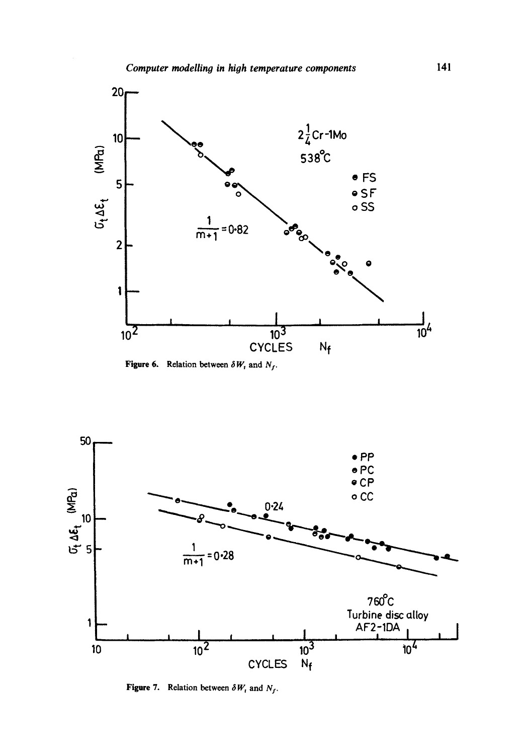Figure 6. Relation between $\delta W_t$ and $N_f$.

Figure 7. Relation between $\delta W_t$ and $N_f$.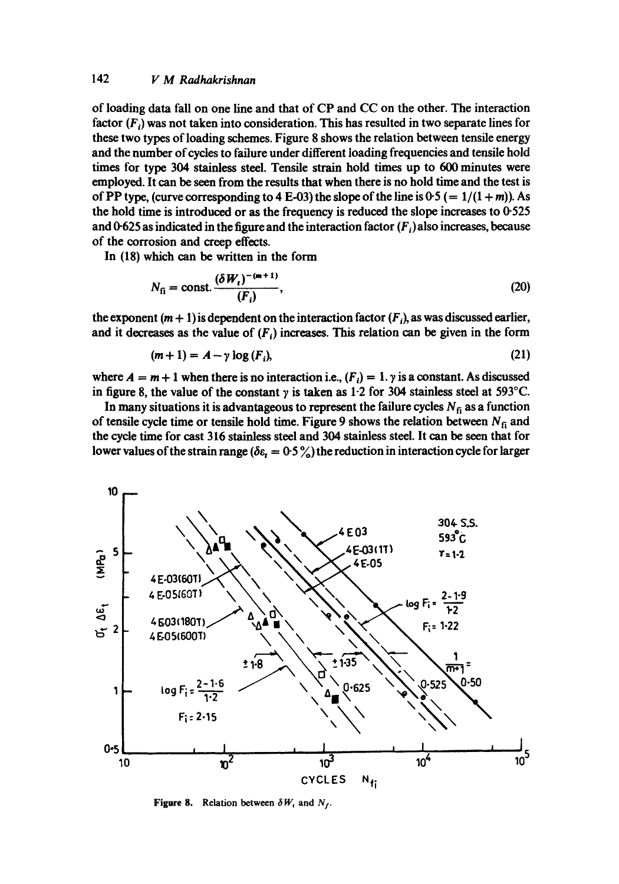of loading data fall on one line and that of CP and CC on the other. The interaction factor ($F_i$) was not taken into consideration. This has resulted in two separate lines for these two types of loading schemes. Figure 8 shows the relation between tensile energy and the number of cycles to failure under different loading frequencies and tensile hold times for type 304 stainless steel. Tensile strain hold times up to 600 minutes were employed. It can be seen from the results that when there is no hold time and the test is of PP type, (curve corresponding to 4 E-03) the slope of the line is 0·5 ($= 1/(1+m)$). As the hold time is introduced or as the frequency is reduced the slope increases to 0·525 and 0·625 as indicated in the figure and the interaction factor ($F_i$) also increases, because of the corrosion and creep effects.

In (18) which can be written in the form

$$N_{fi} = \text{const.} \frac{(\delta W_t)^{-(m+1)}}{(F_i)}, \tag{20}$$

the exponent $(m+1)$ is dependent on the interaction factor ($F_i$), as was discussed earlier, and it decreases as the value of ($F_i$) increases. This relation can be given in the form

$$(m+1) = A - \gamma \log(F_i), \tag{21}$$

where $A = m+1$ when there is no interaction i.e., $(F_i) = 1$. $\gamma$ is a constant. As discussed in figure 8, the value of the constant $\gamma$ is taken as 1·2 for 304 stainless steel at 593°C.

In many situations it is advantageous to represent the failure cycles $N_{fi}$ as a function of tensile cycle time or tensile hold time. Figure 9 shows the relation between $N_{fi}$ and the cycle time for cast 316 stainless steel and 304 stainless steel. It can be seen that for lower values of the strain range ($\delta\varepsilon_t = 0{\cdot}5\,\%$) the reduction in interaction cycle for larger

Figure 8. Relation between $\delta W_t$ and $N_f$.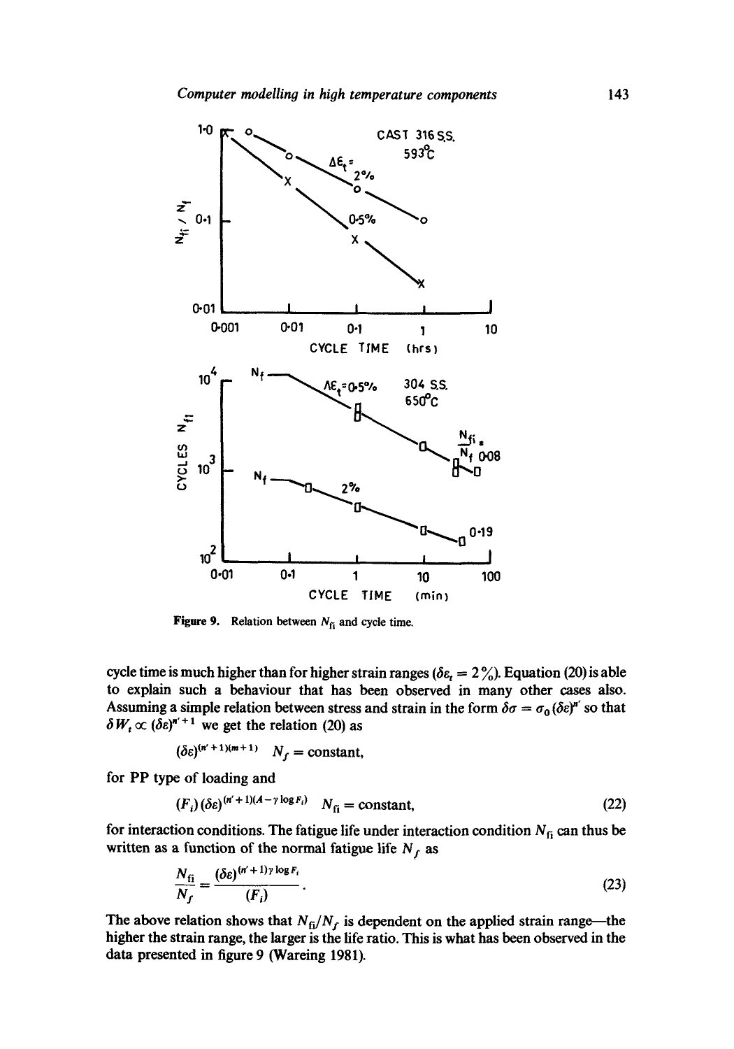Figure 9. Relation between $N_{fi}$ and cycle time.

cycle time is much higher than for higher strain ranges ($\delta\varepsilon_t = 2\%$). Equation (20) is able to explain such a behaviour that has been observed in many other cases also. Assuming a simple relation between stress and strain in the form $\delta\sigma = \sigma_0 (\delta\varepsilon)^{n'}$ so that $\delta W_t \propto (\delta\varepsilon)^{n'+1}$ we get the relation (20) as

$$(\delta\varepsilon)^{(n'+1)(m+1)} \quad N_f = \text{constant},$$

for PP type of loading and

$$(F_i)(\delta\varepsilon)^{(n'+1)(A-\gamma \log F_i)} \quad N_{fi} = \text{constant}, \tag{22}$$

for interaction conditions. The fatigue life under interaction condition $N_{fi}$ can thus be written as a function of the normal fatigue life $N_f$ as

$$\frac{N_{fi}}{N_f} = \frac{(\delta\varepsilon)^{(n'+1)\gamma \log F_i}}{(F_i)}. \tag{23}$$

The above relation shows that $N_{fi}/N_f$ is dependent on the applied strain range—the higher the strain range, the larger is the life ratio. This is what has been observed in the data presented in figure 9 (Wareing 1981).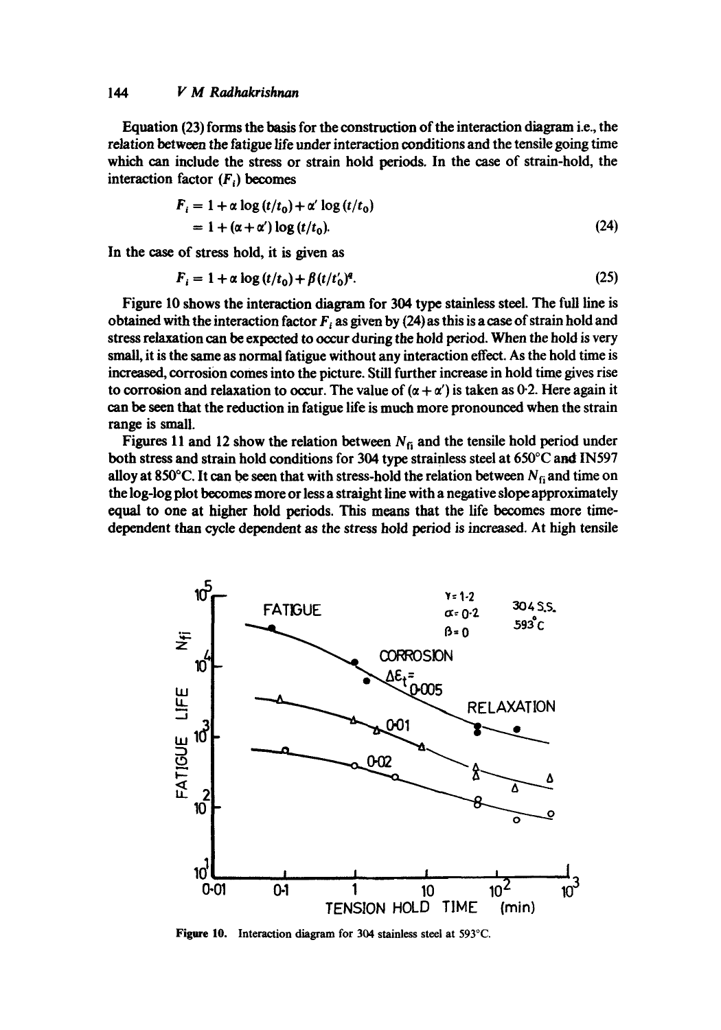Equation (23) forms the basis for the construction of the interaction diagram i.e., the relation between the fatigue life under interaction conditions and the tensile going time which can include the stress or strain hold periods. In the case of strain-hold, the interaction factor ($F_i$) becomes

$$F_i = 1 + \alpha \log (t/t_0) + \alpha' \log (t/t_0)$$
$$= 1 + (\alpha + \alpha') \log (t/t_0). \tag{24}$$

In the case of stress hold, it is given as

$$F_i = 1 + \alpha \log (t/t_0) + \beta (t/t_0')^q. \tag{25}$$

Figure 10 shows the interaction diagram for 304 type stainless steel. The full line is obtained with the interaction factor $F_i$ as given by (24) as this is a case of strain hold and stress relaxation can be expected to occur during the hold period. When the hold is very small, it is the same as normal fatigue without any interaction effect. As the hold time is increased, corrosion comes into the picture. Still further increase in hold time gives rise to corrosion and relaxation to occur. The value of $(\alpha + \alpha')$ is taken as 0·2. Here again it can be seen that the reduction in fatigue life is much more pronounced when the strain range is small.

Figures 11 and 12 show the relation between $N_{fi}$ and the tensile hold period under both stress and strain hold conditions for 304 type stainless steel at 650°C and IN597 alloy at 850°C. It can be seen that with stress-hold the relation between $N_{fi}$ and time on the log-log plot becomes more or less a straight line with a negative slope approximately equal to one at higher hold periods. This means that the life becomes more time-dependent than cycle dependent as the stress hold period is increased. At high tensile

**Figure 10.** Interaction diagram for 304 stainless steel at 593°C.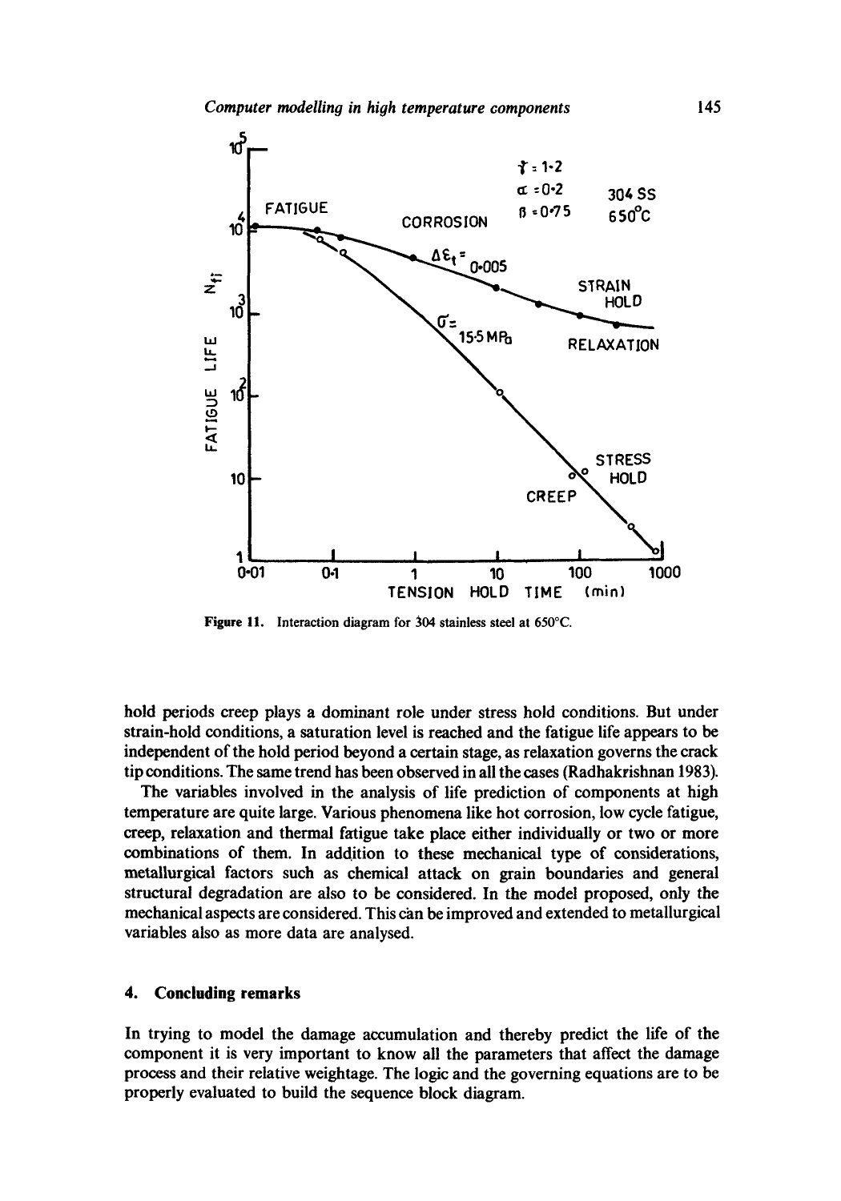Figure 11. Interaction diagram for 304 stainless steel at 650°C.

hold periods creep plays a dominant role under stress hold conditions. But under strain-hold conditions, a saturation level is reached and the fatigue life appears to be independent of the hold period beyond a certain stage, as relaxation governs the crack tip conditions. The same trend has been observed in all the cases (Radhakrishnan 1983).

The variables involved in the analysis of life prediction of components at high temperature are quite large. Various phenomena like hot corrosion, low cycle fatigue, creep, relaxation and thermal fatigue take place either individually or two or more combinations of them. In addition to these mechanical type of considerations, metallurgical factors such as chemical attack on grain boundaries and general structural degradation are also to be considered. In the model proposed, only the mechanical aspects are considered. This can be improved and extended to metallurgical variables also as more data are analysed.

## 4. Concluding remarks

In trying to model the damage accumulation and thereby predict the life of the component it is very important to know all the parameters that affect the damage process and their relative weightage. The logic and the governing equations are to be properly evaluated to build the sequence block diagram.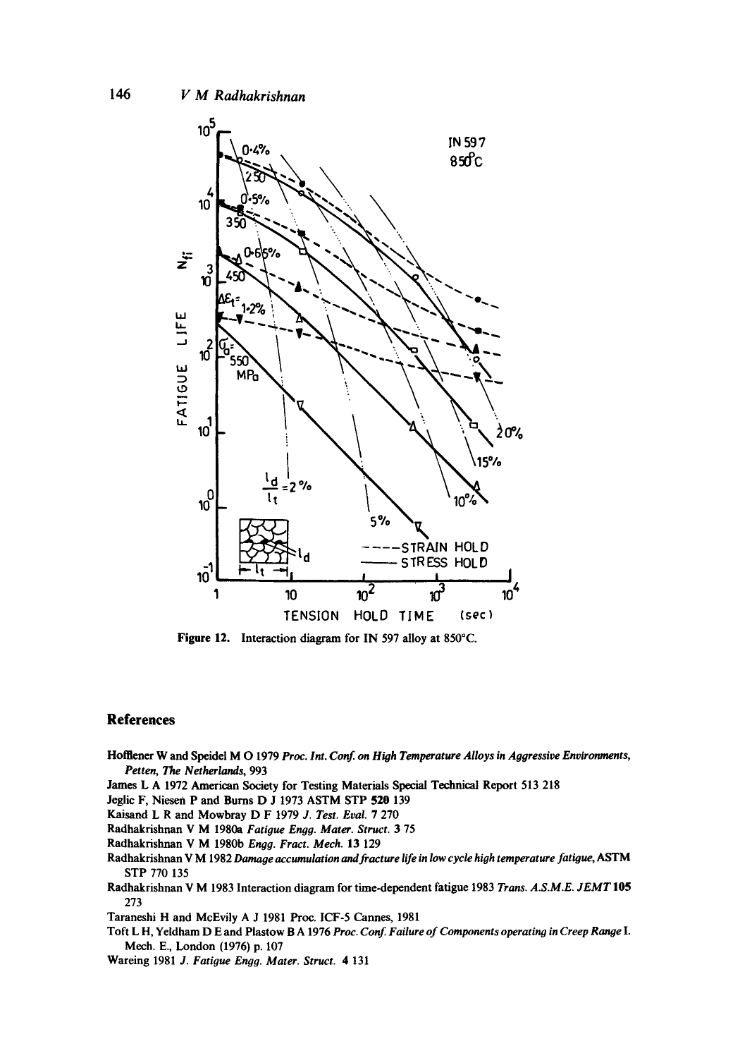IN 597
850°C

0·4%
250
0·5%
350
0·65%
450
$\Delta\varepsilon_t$ = 1·2%
$\sigma_a$ = 550 MPa

$N_{fi}$

FATIGUE LIFE

$10^5$
$10^4$
$10^3$
$10^2$
$10^1$
$10^0$
$10^{-1}$

$\frac{l_d}{l_t}$ = 2%
5%
10%
15%
20%

$l_d$
$l_t$

----STRAIN HOLD
——STRESS HOLD

1
10
$10^2$
$10^3$
$10^4$

TENSION HOLD TIME (sec)

**Figure 12.** Interaction diagram for IN 597 alloy at 850°C.

## References

Hofflener W and Speidel M O 1979 *Proc. Int. Conf. on High Temperature Alloys in Aggressive Environments, Petten, The Netherlands,* 993

James L A 1972 American Society for Testing Materials Special Technical Report 513 218

Jeglic F, Niesen P and Burns D J 1973 ASTM STP **520** 139

Kaisand L R and Mowbray D F 1979 *J. Test. Eval.* **7** 270

Radhakrishnan V M 1980a *Fatigue Engg. Mater. Struct.* **3** 75

Radhakrishnan V M 1980b *Engg. Fract. Mech.* **13** 129

Radhakrishnan V M 1982 *Damage accumulation and fracture life in low cycle high temperature fatigue,* ASTM STP 770 135

Radhakrishnan V M 1983 Interaction diagram for time-dependent fatigue 1983 *Trans. A.S.M.E. JEMT* **105** 273

Taraneshi H and McEvily A J 1981 Proc. ICF-5 Cannes, 1981

Toft L H, Yeldham D E and Plastow B A 1976 *Proc. Conf. Failure of Components operating in Creep Range* I. Mech. E., London (1976) p. 107

Wareing 1981 *J. Fatigue Engg. Mater. Struct.* **4** 131